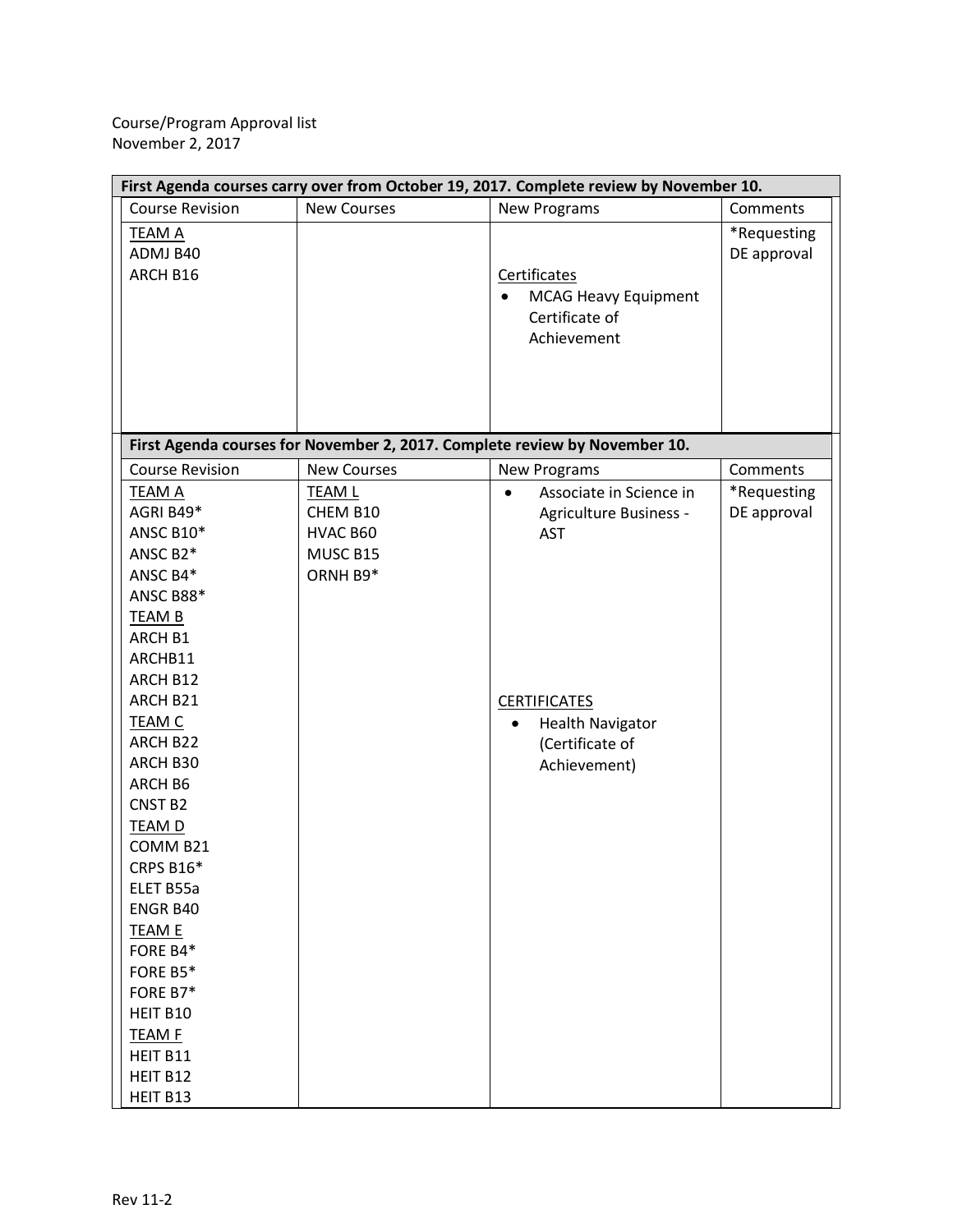Course/Program Approval list
November 2, 2017

| First Agenda courses carry over from October 19, 2017. Complete review by November 10. | | | |
|---|---|---|---|
| Course Revision | New Courses | New Programs | Comments |
| TEAM A<br>ADMJ B40<br>ARCH B16 | | Certificates<br>• MCAG Heavy Equipment Certificate of Achievement | *Requesting DE approval |

| First Agenda courses for November 2, 2017. Complete review by November 10. | | | |
|---|---|---|---|
| Course Revision | New Courses | New Programs | Comments |
| TEAM A<br>AGRI B49*<br>ANSC B10*<br>ANSC B2*<br>ANSC B4*<br>ANSC B88*<br>TEAM B<br>ARCH B1<br>ARCHB11<br>ARCH B12<br>ARCH B21<br>TEAM C<br>ARCH B22<br>ARCH B30<br>ARCH B6<br>CNST B2<br>TEAM D<br>COMM B21<br>CRPS B16*<br>ELET B55a<br>ENGR B40<br>TEAM E<br>FORE B4*<br>FORE B5*<br>FORE B7*<br>HEIT B10<br>TEAM F<br>HEIT B11<br>HEIT B12<br>HEIT B13 | TEAM L<br>CHEM B10<br>HVAC B60<br>MUSC B15<br>ORNH B9* | • Associate in Science in Agriculture Business - AST<br><br>CERTIFICATES<br>• Health Navigator (Certificate of Achievement) | *Requesting DE approval |

Rev 11-2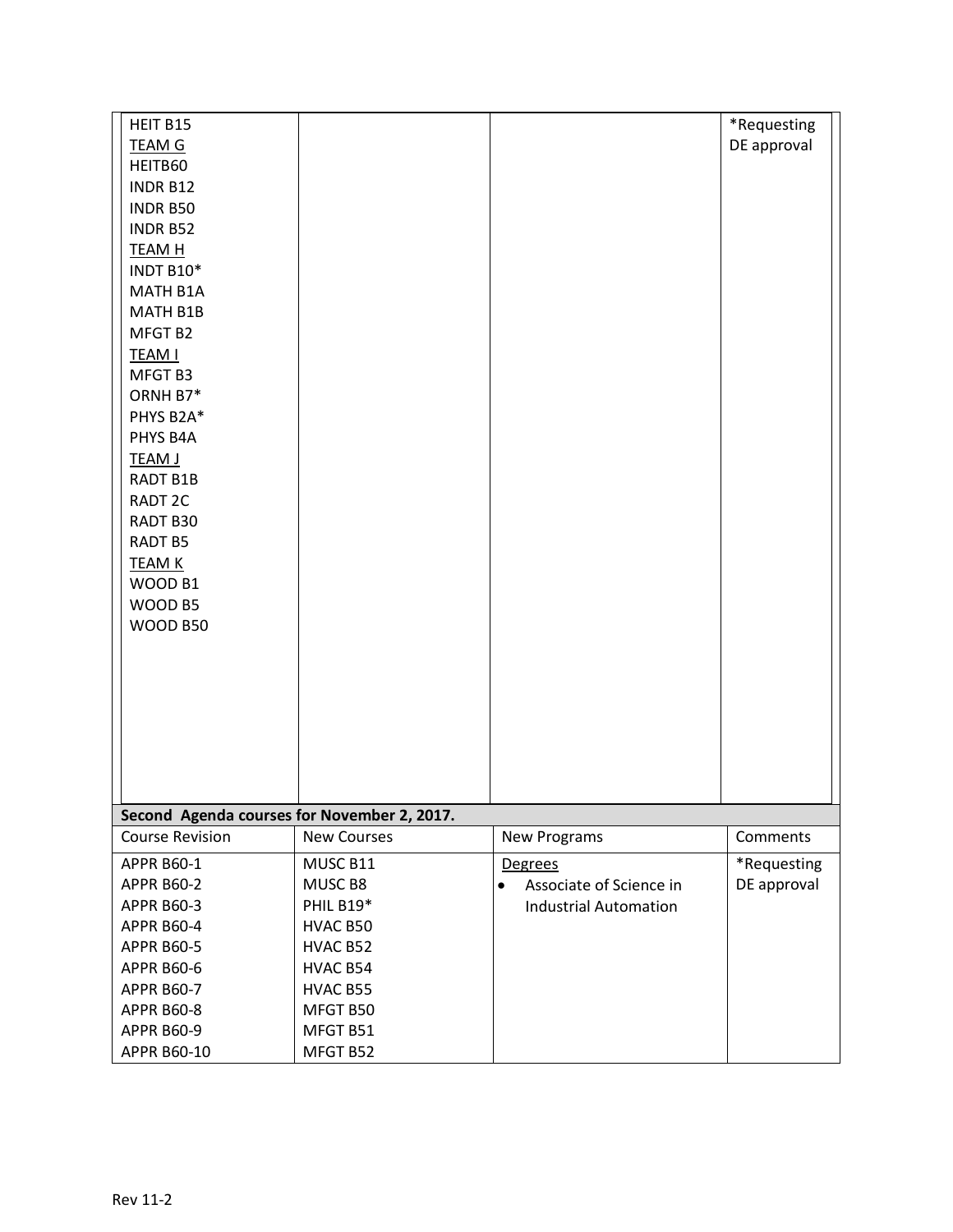| | | | |
|---|---|---|---|
| HEIT B15<br>TEAM G<br>HEITB60<br>INDR B12<br>INDR B50<br>INDR B52<br>TEAM H<br>INDT B10*<br>MATH B1A<br>MATH B1B<br>MFGT B2<br>TEAM I<br>MFGT B3<br>ORNH B7*<br>PHYS B2A*<br>PHYS B4A<br>TEAM J<br>RADT B1B<br>RADT 2C<br>RADT B30<br>RADT B5<br>TEAM K<br>WOOD B1<br>WOOD B5<br>WOOD B50 | | | *Requesting DE approval |

**Second Agenda courses for November 2, 2017.**

| Course Revision | New Courses | New Programs | Comments |
|---|---|---|---|
| APPR B60-1<br>APPR B60-2<br>APPR B60-3<br>APPR B60-4<br>APPR B60-5<br>APPR B60-6<br>APPR B60-7<br>APPR B60-8<br>APPR B60-9<br>APPR B60-10 | MUSC B11<br>MUSC B8<br>PHIL B19*<br>HVAC B50<br>HVAC B52<br>HVAC B54<br>HVAC B55<br>MFGT B50<br>MFGT B51<br>MFGT B52 | Degrees<br>• Associate of Science in Industrial Automation | *Requesting DE approval |

Rev 11-2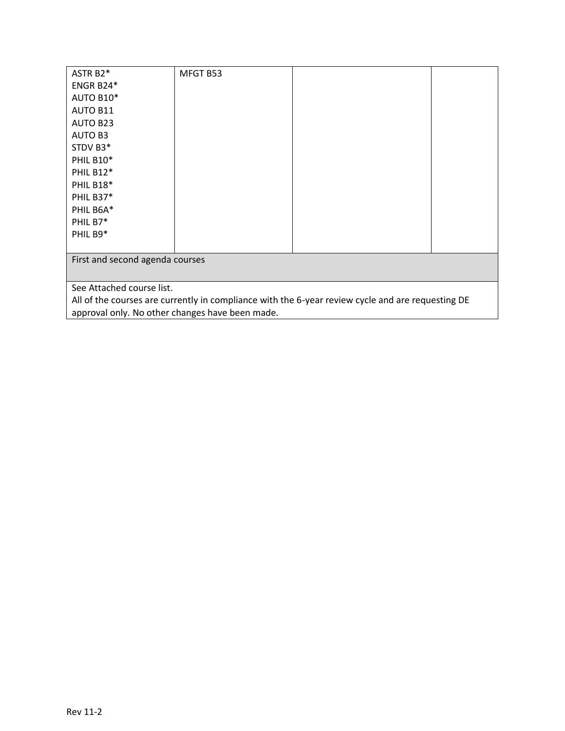| | | | |
|---|---|---|---|
| ASTR B2*<br>ENGR B24*<br>AUTO B10*<br>AUTO B11<br>AUTO B23<br>AUTO B3<br>STDV B3*<br>PHIL B10*<br>PHIL B12*<br>PHIL B18*<br>PHIL B37*<br>PHIL B6A*<br>PHIL B7*<br>PHIL B9* | MFGT B53 | | |
| First and second agenda courses | | | |
| See Attached course list.<br>All of the courses are currently in compliance with the 6-year review cycle and are requesting DE approval only. No other changes have been made. | | | |

Rev 11-2